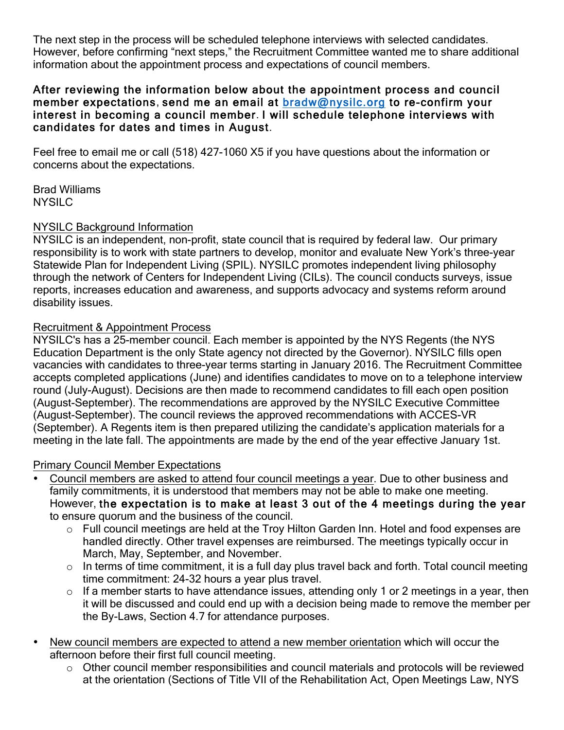The next step in the process will be scheduled telephone interviews with selected candidates. However, before confirming "next steps," the Recruitment Committee wanted me to share additional information about the appointment process and expectations of council members.

**After reviewing the information below about the appointment process and council member expectations, send me an email at [bradw@nysilc.org](mailto:bradw@nysilc.org) to re-confirm your interest in becoming a council member. I will schedule telephone interviews with candidates for dates and times in August.**

Feel free to email me or call (518) 427-1060 X5 if you have questions about the information or concerns about the expectations.

Brad Williams
NYSILC

<u>NYSILC Background Information</u>

NYSILC is an independent, non-profit, state council that is required by federal law. Our primary responsibility is to work with state partners to develop, monitor and evaluate New York's three-year Statewide Plan for Independent Living (SPIL). NYSILC promotes independent living philosophy through the network of Centers for Independent Living (CILs). The council conducts surveys, issue reports, increases education and awareness, and supports advocacy and systems reform around disability issues.

<u>Recruitment & Appointment Process</u>

NYSILC's has a 25-member council. Each member is appointed by the NYS Regents (the NYS Education Department is the only State agency not directed by the Governor). NYSILC fills open vacancies with candidates to three-year terms starting in January 2016. The Recruitment Committee accepts completed applications (June) and identifies candidates to move on to a telephone interview round (July-August). Decisions are then made to recommend candidates to fill each open position (August-September). The recommendations are approved by the NYSILC Executive Committee (August-September). The council reviews the approved recommendations with ACCES-VR (September). A Regents item is then prepared utilizing the candidate's application materials for a meeting in the late fall. The appointments are made by the end of the year effective January 1st.

<u>Primary Council Member Expectations</u>

- <u>Council members are asked to attend four council meetings a year</u>. Due to other business and family commitments, it is understood that members may not be able to make one meeting. However, **the expectation is to make at least 3 out of the 4 meetings during the year** to ensure quorum and the business of the council.
  - Full council meetings are held at the Troy Hilton Garden Inn. Hotel and food expenses are handled directly. Other travel expenses are reimbursed. The meetings typically occur in March, May, September, and November.
  - In terms of time commitment, it is a full day plus travel back and forth. Total council meeting time commitment: 24-32 hours a year plus travel.
  - If a member starts to have attendance issues, attending only 1 or 2 meetings in a year, then it will be discussed and could end up with a decision being made to remove the member per the By-Laws, Section 4.7 for attendance purposes.

- <u>New council members are expected to attend a new member orientation</u> which will occur the afternoon before their first full council meeting.
  - Other council member responsibilities and council materials and protocols will be reviewed at the orientation (Sections of Title VII of the Rehabilitation Act, Open Meetings Law, NYS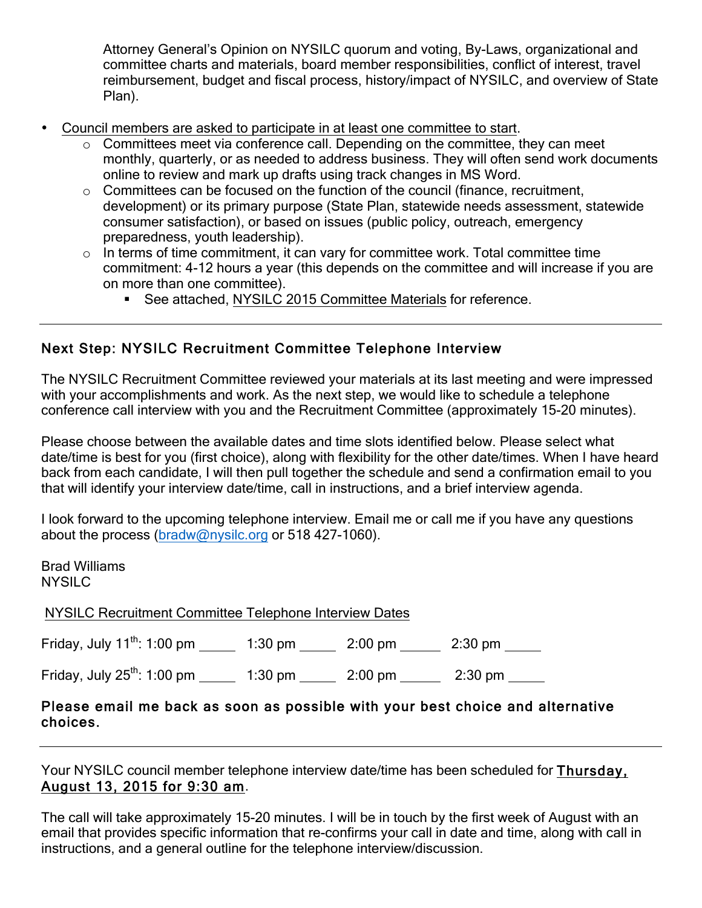Attorney General's Opinion on NYSILC quorum and voting, By-Laws, organizational and committee charts and materials, board member responsibilities, conflict of interest, travel reimbursement, budget and fiscal process, history/impact of NYSILC, and overview of State Plan).

- Council members are asked to participate in at least one committee to start.
  - Committees meet via conference call. Depending on the committee, they can meet monthly, quarterly, or as needed to address business. They will often send work documents online to review and mark up drafts using track changes in MS Word.
  - Committees can be focused on the function of the council (finance, recruitment, development) or its primary purpose (State Plan, statewide needs assessment, statewide consumer satisfaction), or based on issues (public policy, outreach, emergency preparedness, youth leadership).
  - In terms of time commitment, it can vary for committee work. Total committee time commitment: 4-12 hours a year (this depends on the committee and will increase if you are on more than one committee).
    - See attached, NYSILC 2015 Committee Materials for reference.

---

## Next Step: NYSILC Recruitment Committee Telephone Interview

The NYSILC Recruitment Committee reviewed your materials at its last meeting and were impressed with your accomplishments and work. As the next step, we would like to schedule a telephone conference call interview with you and the Recruitment Committee (approximately 15-20 minutes).

Please choose between the available dates and time slots identified below. Please select what date/time is best for you (first choice), along with flexibility for the other date/times. When I have heard back from each candidate, I will then pull together the schedule and send a confirmation email to you that will identify your interview date/time, call in instructions, and a brief interview agenda.

I look forward to the upcoming telephone interview. Email me or call me if you have any questions about the process (bradw@nysilc.org or 518 427-1060).

Brad Williams
NYSILC

NYSILC Recruitment Committee Telephone Interview Dates

Friday, July 11th: 1:00 pm _____ 1:30 pm _____ 2:00 pm _____ 2:30 pm _____

Friday, July 25th: 1:00 pm _____ 1:30 pm _____ 2:00 pm _____ 2:30 pm _____

**Please email me back as soon as possible with your best choice and alternative choices.**

---

Your NYSILC council member telephone interview date/time has been scheduled for **Thursday, August 13, 2015 for 9:30 am**.

The call will take approximately 15-20 minutes. I will be in touch by the first week of August with an email that provides specific information that re-confirms your call in date and time, along with call in instructions, and a general outline for the telephone interview/discussion.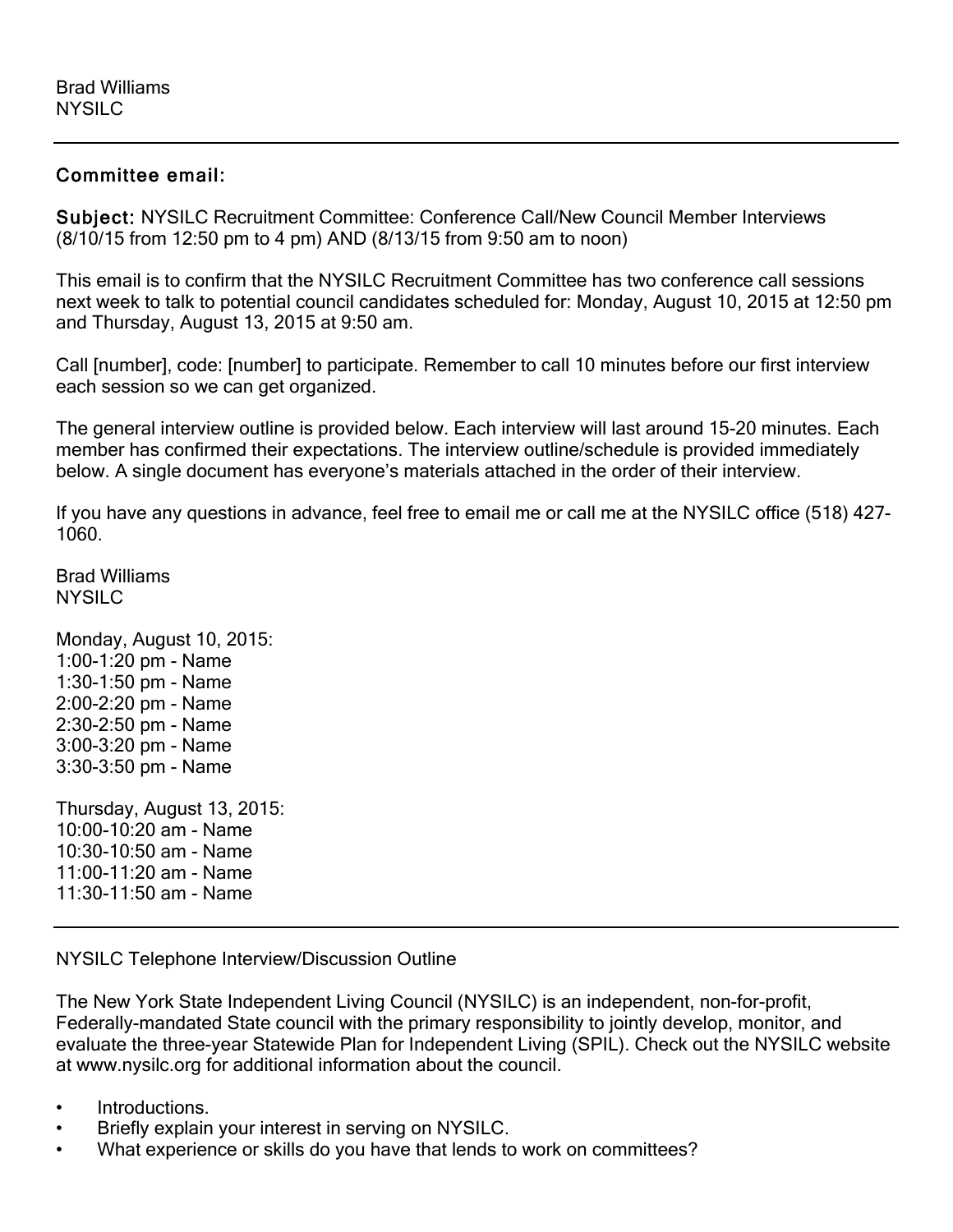Brad Williams
NYSILC

---

**Committee email:**

**Subject:** NYSILC Recruitment Committee: Conference Call/New Council Member Interviews (8/10/15 from 12:50 pm to 4 pm) AND (8/13/15 from 9:50 am to noon)

This email is to confirm that the NYSILC Recruitment Committee has two conference call sessions next week to talk to potential council candidates scheduled for: Monday, August 10, 2015 at 12:50 pm and Thursday, August 13, 2015 at 9:50 am.

Call [number], code: [number] to participate. Remember to call 10 minutes before our first interview each session so we can get organized.

The general interview outline is provided below. Each interview will last around 15-20 minutes. Each member has confirmed their expectations. The interview outline/schedule is provided immediately below. A single document has everyone's materials attached in the order of their interview.

If you have any questions in advance, feel free to email me or call me at the NYSILC office (518) 427-1060.

Brad Williams
NYSILC

Monday, August 10, 2015:
1:00-1:20 pm - Name
1:30-1:50 pm - Name
2:00-2:20 pm - Name
2:30-2:50 pm - Name
3:00-3:20 pm - Name
3:30-3:50 pm - Name

Thursday, August 13, 2015:
10:00-10:20 am - Name
10:30-10:50 am - Name
11:00-11:20 am - Name
11:30-11:50 am - Name

---

NYSILC Telephone Interview/Discussion Outline

The New York State Independent Living Council (NYSILC) is an independent, non-for-profit, Federally-mandated State council with the primary responsibility to jointly develop, monitor, and evaluate the three-year Statewide Plan for Independent Living (SPIL). Check out the NYSILC website at www.nysilc.org for additional information about the council.

- Introductions.
- Briefly explain your interest in serving on NYSILC.
- What experience or skills do you have that lends to work on committees?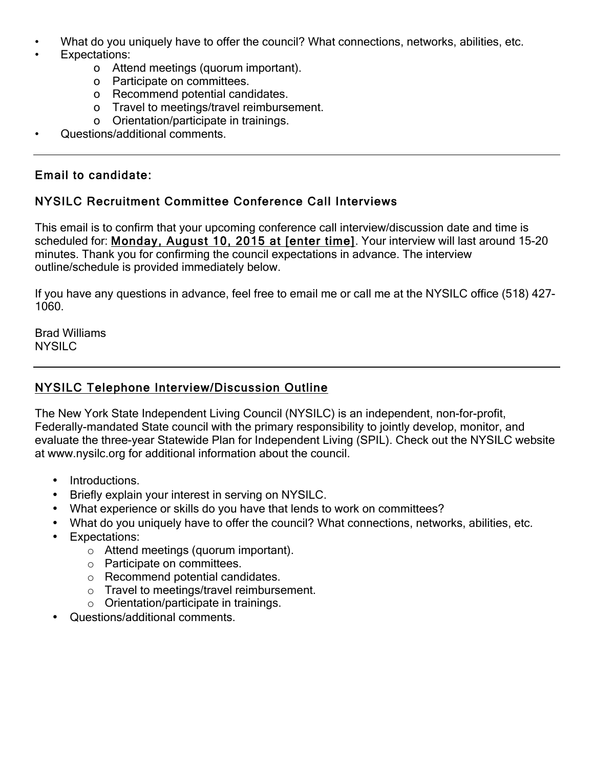- What do you uniquely have to offer the council? What connections, networks, abilities, etc.
- Expectations:
  - Attend meetings (quorum important).
  - Participate on committees.
  - Recommend potential candidates.
  - Travel to meetings/travel reimbursement.
  - Orientation/participate in trainings.
- Questions/additional comments.

---

### Email to candidate:

### NYSILC Recruitment Committee Conference Call Interviews

This email is to confirm that your upcoming conference call interview/discussion date and time is scheduled for: Monday, August 10, 2015 at [enter time]. Your interview will last around 15-20 minutes. Thank you for confirming the council expectations in advance. The interview outline/schedule is provided immediately below.

If you have any questions in advance, feel free to email me or call me at the NYSILC office (518) 427-1060.

Brad Williams
NYSILC

---

### NYSILC Telephone Interview/Discussion Outline

The New York State Independent Living Council (NYSILC) is an independent, non-for-profit, Federally-mandated State council with the primary responsibility to jointly develop, monitor, and evaluate the three-year Statewide Plan for Independent Living (SPIL). Check out the NYSILC website at www.nysilc.org for additional information about the council.

- Introductions.
- Briefly explain your interest in serving on NYSILC.
- What experience or skills do you have that lends to work on committees?
- What do you uniquely have to offer the council? What connections, networks, abilities, etc.
- Expectations:
  - Attend meetings (quorum important).
  - Participate on committees.
  - Recommend potential candidates.
  - Travel to meetings/travel reimbursement.
  - Orientation/participate in trainings.
- Questions/additional comments.